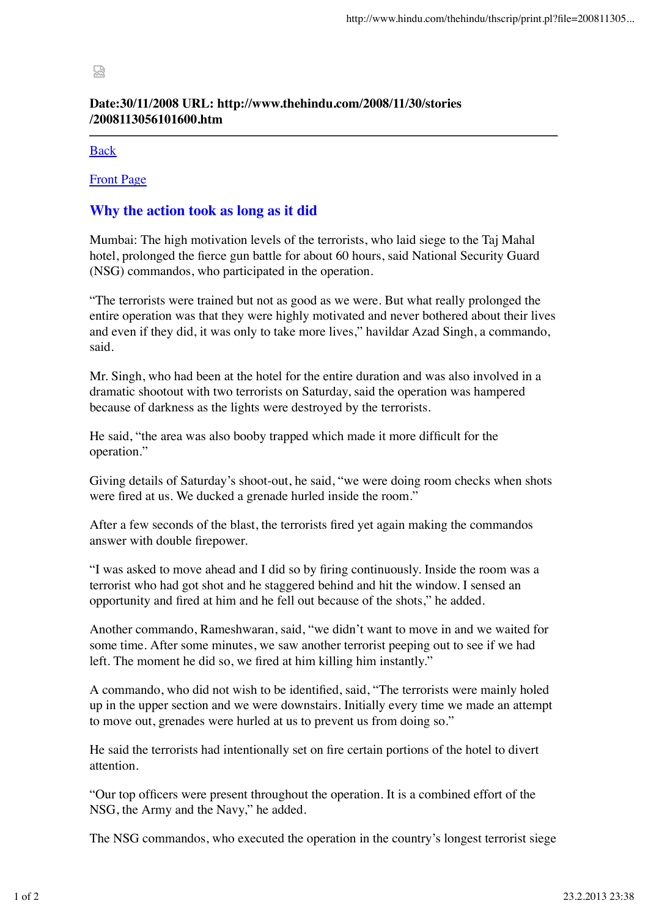**Date:30/11/2008 URL: http://www.thehindu.com/2008/11/30/stories/2008113056101600.htm**

---

Back

Front Page

## Why the action took as long as it did

Mumbai: The high motivation levels of the terrorists, who laid siege to the Taj Mahal hotel, prolonged the fierce gun battle for about 60 hours, said National Security Guard (NSG) commandos, who participated in the operation.

"The terrorists were trained but not as good as we were. But what really prolonged the entire operation was that they were highly motivated and never bothered about their lives and even if they did, it was only to take more lives," havildar Azad Singh, a commando, said.

Mr. Singh, who had been at the hotel for the entire duration and was also involved in a dramatic shootout with two terrorists on Saturday, said the operation was hampered because of darkness as the lights were destroyed by the terrorists.

He said, "the area was also booby trapped which made it more difficult for the operation."

Giving details of Saturday's shoot-out, he said, "we were doing room checks when shots were fired at us. We ducked a grenade hurled inside the room."

After a few seconds of the blast, the terrorists fired yet again making the commandos answer with double firepower.

"I was asked to move ahead and I did so by firing continuously. Inside the room was a terrorist who had got shot and he staggered behind and hit the window. I sensed an opportunity and fired at him and he fell out because of the shots," he added.

Another commando, Rameshwaran, said, "we didn't want to move in and we waited for some time. After some minutes, we saw another terrorist peeping out to see if we had left. The moment he did so, we fired at him killing him instantly."

A commando, who did not wish to be identified, said, "The terrorists were mainly holed up in the upper section and we were downstairs. Initially every time we made an attempt to move out, grenades were hurled at us to prevent us from doing so."

He said the terrorists had intentionally set on fire certain portions of the hotel to divert attention.

"Our top officers were present throughout the operation. It is a combined effort of the NSG, the Army and the Navy," he added.

The NSG commandos, who executed the operation in the country's longest terrorist siege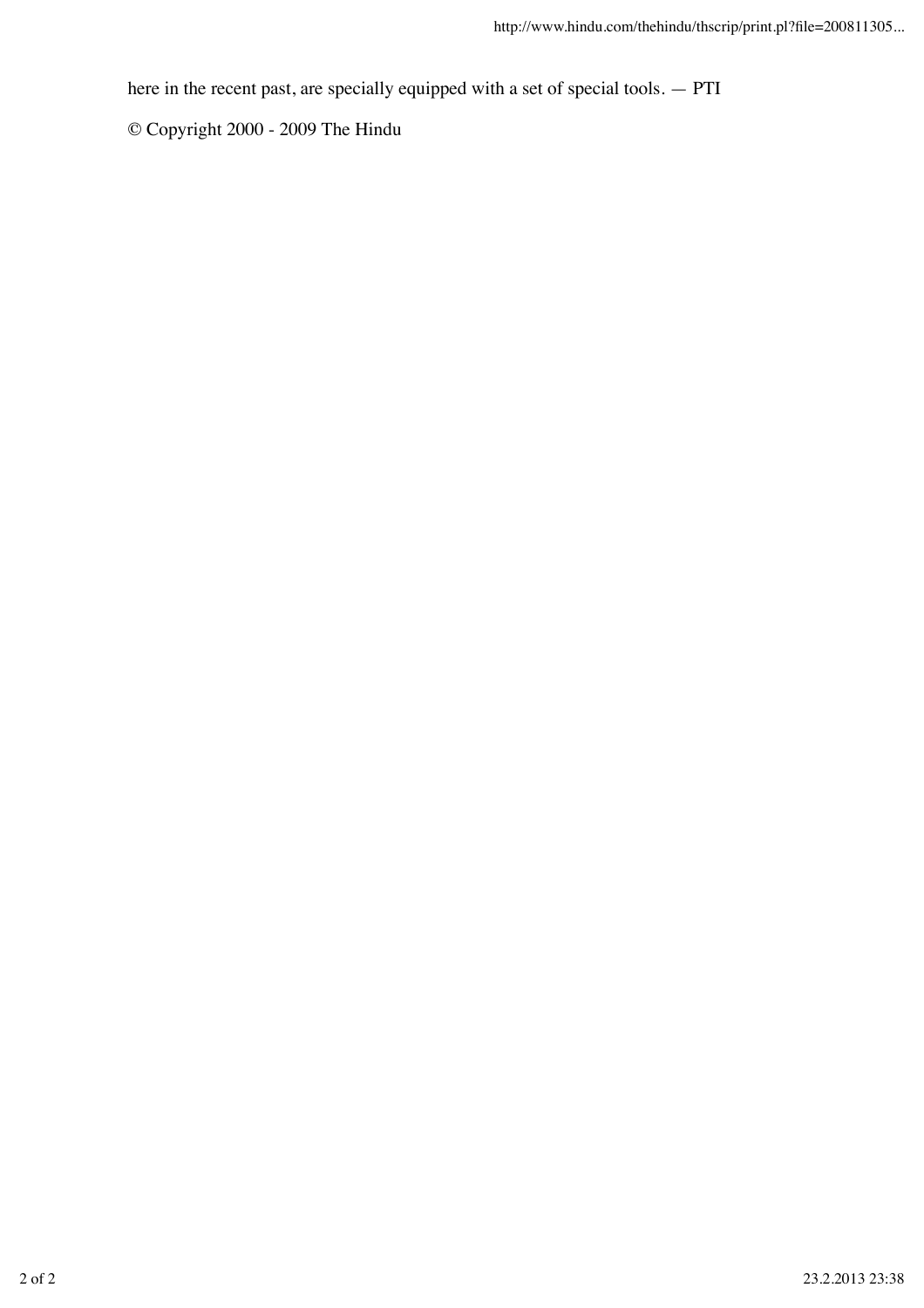here in the recent past, are specially equipped with a set of special tools. — PTI

© Copyright 2000 - 2009 The Hindu